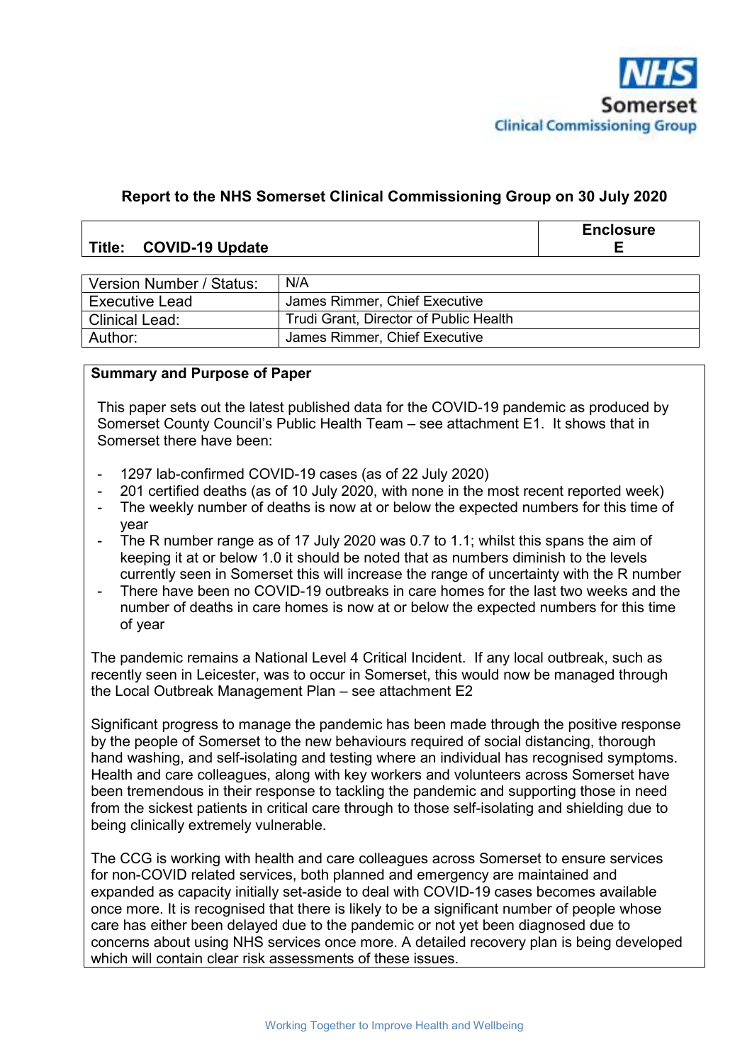NHS Somerset Clinical Commissioning Group

**Report to the NHS Somerset Clinical Commissioning Group on 30 July 2020**

| **Title: COVID-19 Update** | **Enclosure E** |
|---|---|

| Version Number / Status: | N/A |
|---|---|
| Executive Lead | James Rimmer, Chief Executive |
| Clinical Lead: | Trudi Grant, Director of Public Health |
| Author: | James Rimmer, Chief Executive |

**Summary and Purpose of Paper**

This paper sets out the latest published data for the COVID-19 pandemic as produced by Somerset County Council's Public Health Team – see attachment E1. It shows that in Somerset there have been:

- 1297 lab-confirmed COVID-19 cases (as of 22 July 2020)
- 201 certified deaths (as of 10 July 2020, with none in the most recent reported week)
- The weekly number of deaths is now at or below the expected numbers for this time of year
- The R number range as of 17 July 2020 was 0.7 to 1.1; whilst this spans the aim of keeping it at or below 1.0 it should be noted that as numbers diminish to the levels currently seen in Somerset this will increase the range of uncertainty with the R number
- There have been no COVID-19 outbreaks in care homes for the last two weeks and the number of deaths in care homes is now at or below the expected numbers for this time of year

The pandemic remains a National Level 4 Critical Incident. If any local outbreak, such as recently seen in Leicester, was to occur in Somerset, this would now be managed through the Local Outbreak Management Plan – see attachment E2

Significant progress to manage the pandemic has been made through the positive response by the people of Somerset to the new behaviours required of social distancing, thorough hand washing, and self-isolating and testing where an individual has recognised symptoms. Health and care colleagues, along with key workers and volunteers across Somerset have been tremendous in their response to tackling the pandemic and supporting those in need from the sickest patients in critical care through to those self-isolating and shielding due to being clinically extremely vulnerable.

The CCG is working with health and care colleagues across Somerset to ensure services for non-COVID related services, both planned and emergency are maintained and expanded as capacity initially set-aside to deal with COVID-19 cases becomes available once more. It is recognised that there is likely to be a significant number of people whose care has either been delayed due to the pandemic or not yet been diagnosed due to concerns about using NHS services once more. A detailed recovery plan is being developed which will contain clear risk assessments of these issues.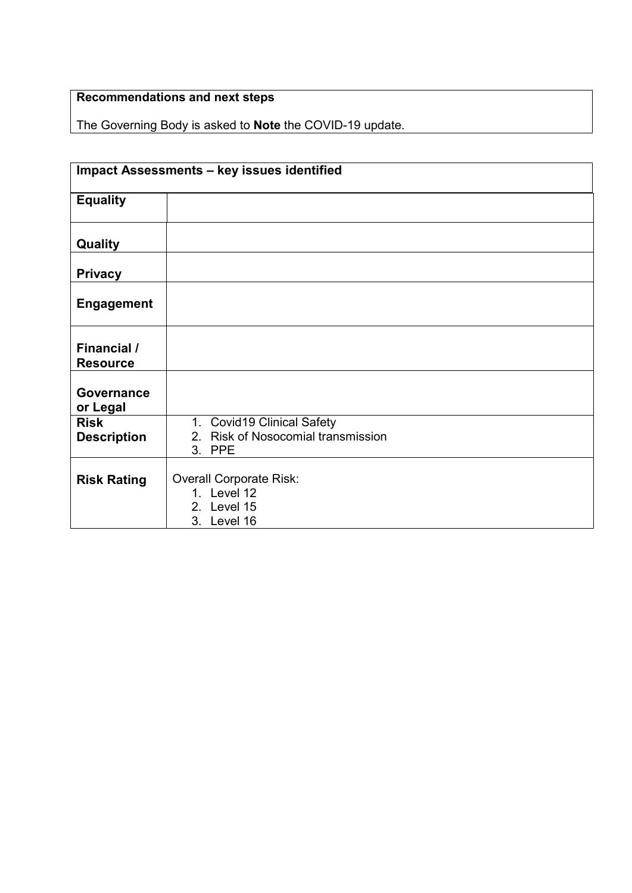| Recommendations and next steps |
| --- |
| The Governing Body is asked to **Note** the COVID-19 update. |

| Impact Assessments – key issues identified | |
| --- | --- |
| **Equality** | |
| **Quality** | |
| **Privacy** | |
| **Engagement** | |
| **Financial / Resource** | |
| **Governance or Legal** | |
| **Risk Description** | 1. Covid19 Clinical Safety<br>2. Risk of Nosocomial transmission<br>3. PPE |
| **Risk Rating** | Overall Corporate Risk:<br>1. Level 12<br>2. Level 15<br>3. Level 16 |